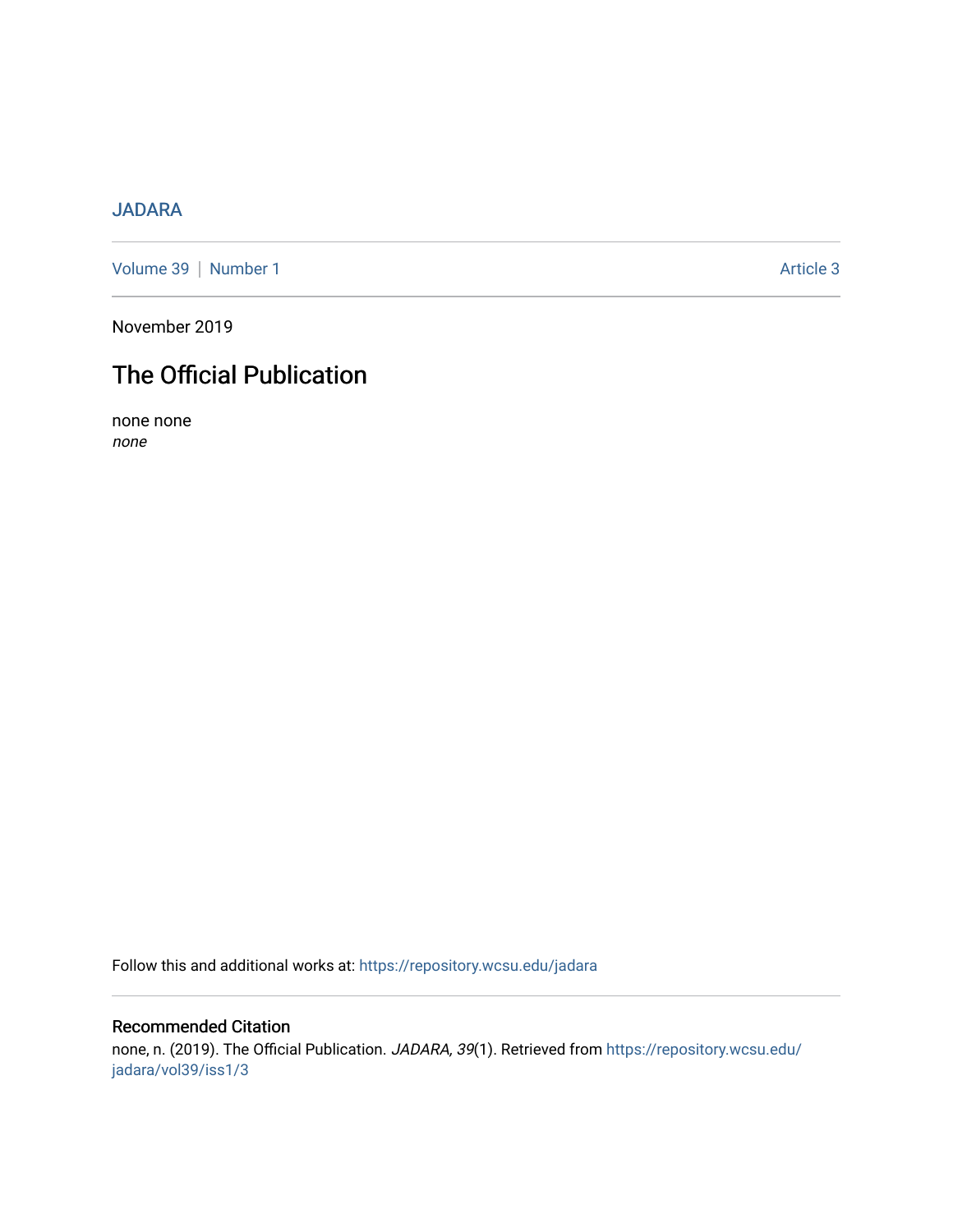JADARA

Volume 39 | Number 1 Article 3

November 2019

# The Official Publication

none none
*none*

Follow this and additional works at: https://repository.wcsu.edu/jadara

## Recommended Citation

none, n. (2019). The Official Publication. *JADARA, 39*(1). Retrieved from https://repository.wcsu.edu/jadara/vol39/iss1/3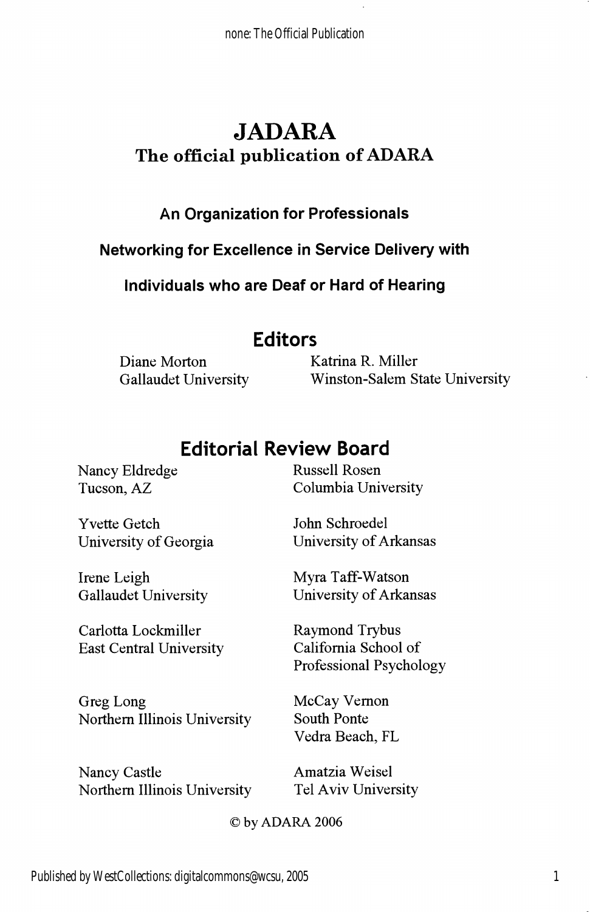# JADARA

## The official publication of ADARA

**An Organization for Professionals**

**Networking for Excellence in Service Delivery with**

**Individuals who are Deaf or Hard of Hearing**

## Editors

Diane Morton
Gallaudet University

Katrina R. Miller
Winston-Salem State University

## Editorial Review Board

Nancy Eldredge
Tucson, AZ

Yvette Getch
University of Georgia

Irene Leigh
Gallaudet University

Carlotta Lockmiller
East Central University

Greg Long
Northern Illinois University

Nancy Castle
Northern Illinois University

Russell Rosen
Columbia University

John Schroedel
University of Arkansas

Myra Taff-Watson
University of Arkansas

Raymond Trybus
California School of Professional Psychology

McCay Vernon
South Ponte
Vedra Beach, FL

Amatzia Weisel
Tel Aviv University

© by ADARA 2006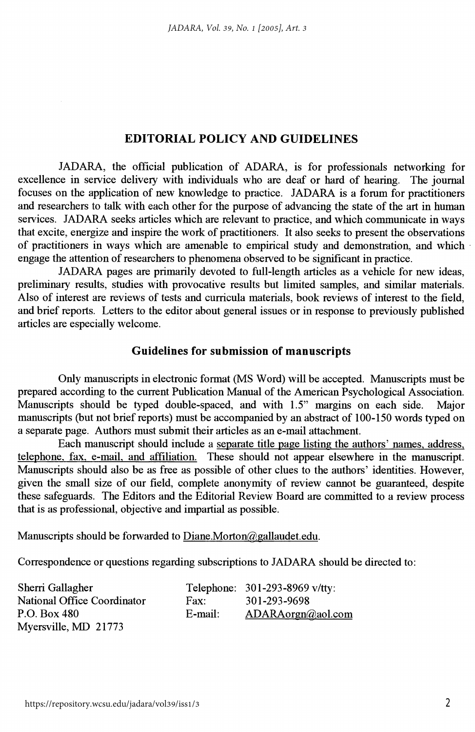## EDITORIAL POLICY AND GUIDELINES

JADARA, the official publication of ADARA, is for professionals networking for excellence in service delivery with individuals who are deaf or hard of hearing. The journal focuses on the application of new knowledge to practice. JADARA is a forum for practitioners and researchers to talk with each other for the purpose of advancing the state of the art in human services. JADARA seeks articles which are relevant to practice, and which communicate in ways that excite, energize and inspire the work of practitioners. It also seeks to present the observations of practitioners in ways which are amenable to empirical study and demonstration, and which engage the attention of researchers to phenomena observed to be significant in practice.

JADARA pages are primarily devoted to full-length articles as a vehicle for new ideas, preliminary results, studies with provocative results but limited samples, and similar materials. Also of interest are reviews of tests and curricula materials, book reviews of interest to the field, and brief reports. Letters to the editor about general issues or in response to previously published articles are especially welcome.

### Guidelines for submission of manuscripts

Only manuscripts in electronic format (MS Word) will be accepted. Manuscripts must be prepared according to the current Publication Manual of the American Psychological Association. Manuscripts should be typed double-spaced, and with 1.5" margins on each side. Major manuscripts (but not brief reports) must be accompanied by an abstract of 100-150 words typed on a separate page. Authors must submit their articles as an e-mail attachment.

Each manuscript should include a separate title page listing the authors' names, address, telephone, fax, e-mail, and affiliation. These should not appear elsewhere in the manuscript. Manuscripts should also be as free as possible of other clues to the authors' identities. However, given the small size of our field, complete anonymity of review cannot be guaranteed, despite these safeguards. The Editors and the Editorial Review Board are committed to a review process that is as professional, objective and impartial as possible.

Manuscripts should be forwarded to Diane.Morton@gallaudet.edu.

Correspondence or questions regarding subscriptions to JADARA should be directed to:

Sherri Gallagher
National Office Coordinator
P.O. Box 480
Myersville, MD 21773

Telephone: 301-293-8969 v/tty:
Fax: 301-293-9698
E-mail: ADARAorgn@aol.com